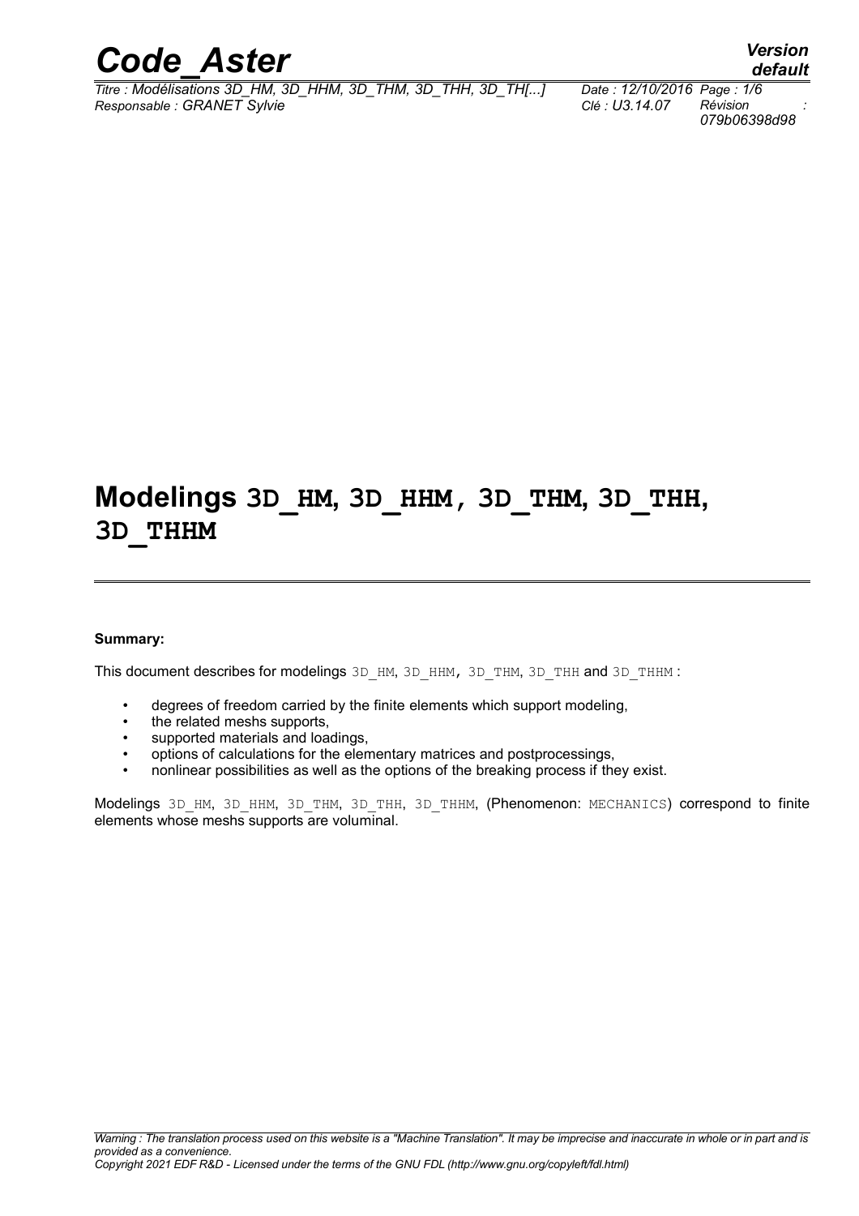# Modelings 3D_HM, 3D_HHM, 3D_THM, 3D_THH, 3D_THHM

**Summary:**

This document describes for modelings 3D_HM, 3D_HHM, 3D_THM, 3D_THH and 3D_THHM :

- degrees of freedom carried by the finite elements which support modeling,
- the related meshs supports,
- supported materials and loadings,
- options of calculations for the elementary matrices and postprocessings,
- nonlinear possibilities as well as the options of the breaking process if they exist.

Modelings 3D_HM, 3D_HHM, 3D_THM, 3D_THH, 3D_THHM, (Phenomenon: MECHANICS) correspond to finite elements whose meshs supports are voluminal.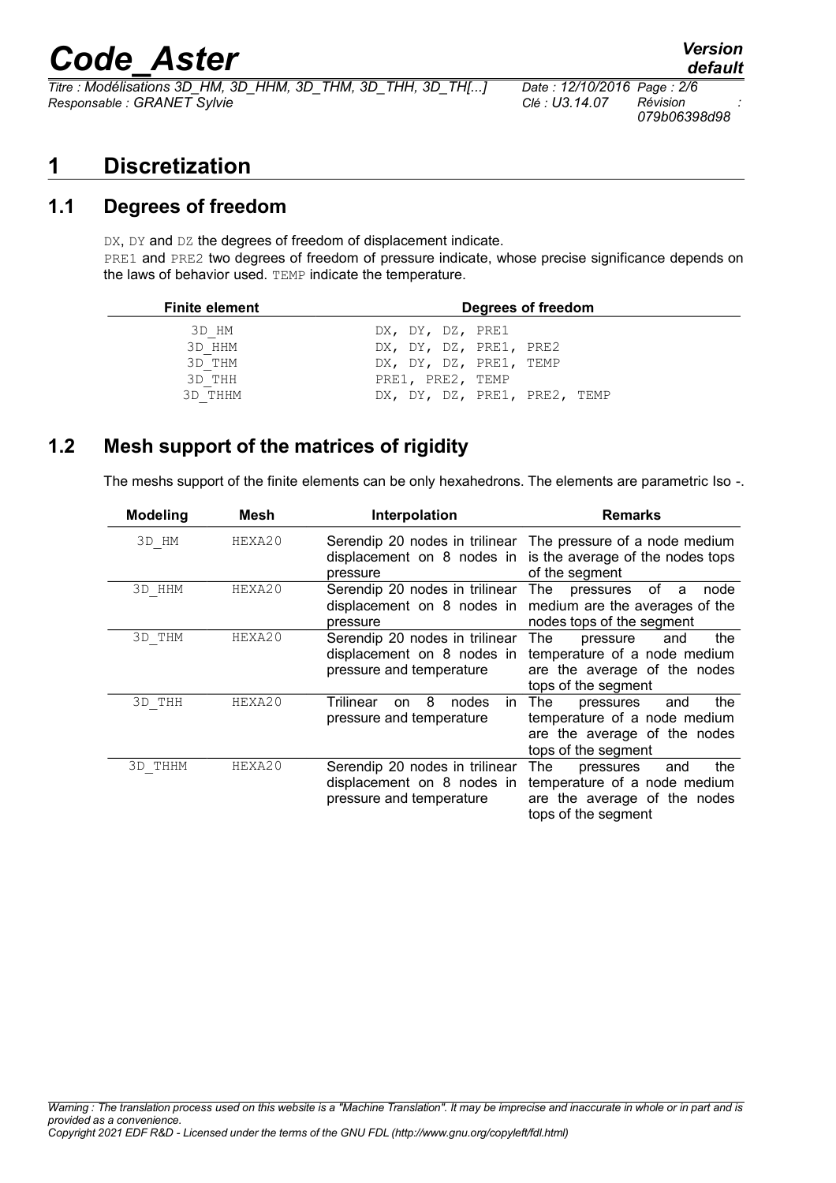# 1 Discretization

## 1.1 Degrees of freedom

DX, DY and DZ the degrees of freedom of displacement indicate.
PRE1 and PRE2 two degrees of freedom of pressure indicate, whose precise significance depends on the laws of behavior used. TEMP indicate the temperature.

| Finite element | Degrees of freedom |
|---|---|
| 3D_HM | DX, DY, DZ, PRE1 |
| 3D_HHM | DX, DY, DZ, PRE1, PRE2 |
| 3D_THM | DX, DY, DZ, PRE1, TEMP |
| 3D_THH | PRE1, PRE2, TEMP |
| 3D_THHM | DX, DY, DZ, PRE1, PRE2, TEMP |

## 1.2 Mesh support of the matrices of rigidity

The meshs support of the finite elements can be only hexahedrons. The elements are parametric Iso -.

| Modeling | Mesh | Interpolation | Remarks |
|---|---|---|---|
| 3D_HM | HEXA20 | Serendip 20 nodes in displacement on 8 nodes in trilinear pressure | The pressure of a node medium is the average of the nodes tops of the segment |
| 3D_HHM | HEXA20 | Serendip 20 nodes in displacement on 8 nodes in trilinear pressure | The pressures of a node medium are the averages of the nodes tops of the segment |
| 3D_THM | HEXA20 | Serendip 20 nodes in displacement on 8 nodes in trilinear pressure and temperature | The pressure and the temperature of a node medium are the average of the nodes tops of the segment |
| 3D_THH | HEXA20 | Trilinear on 8 nodes in pressure and temperature | The pressures and the temperature of a node medium are the average of the nodes tops of the segment |
| 3D_THHM | HEXA20 | Serendip 20 nodes in displacement on 8 nodes in trilinear pressure and temperature | The pressures and the temperature of a node medium are the average of the nodes tops of the segment |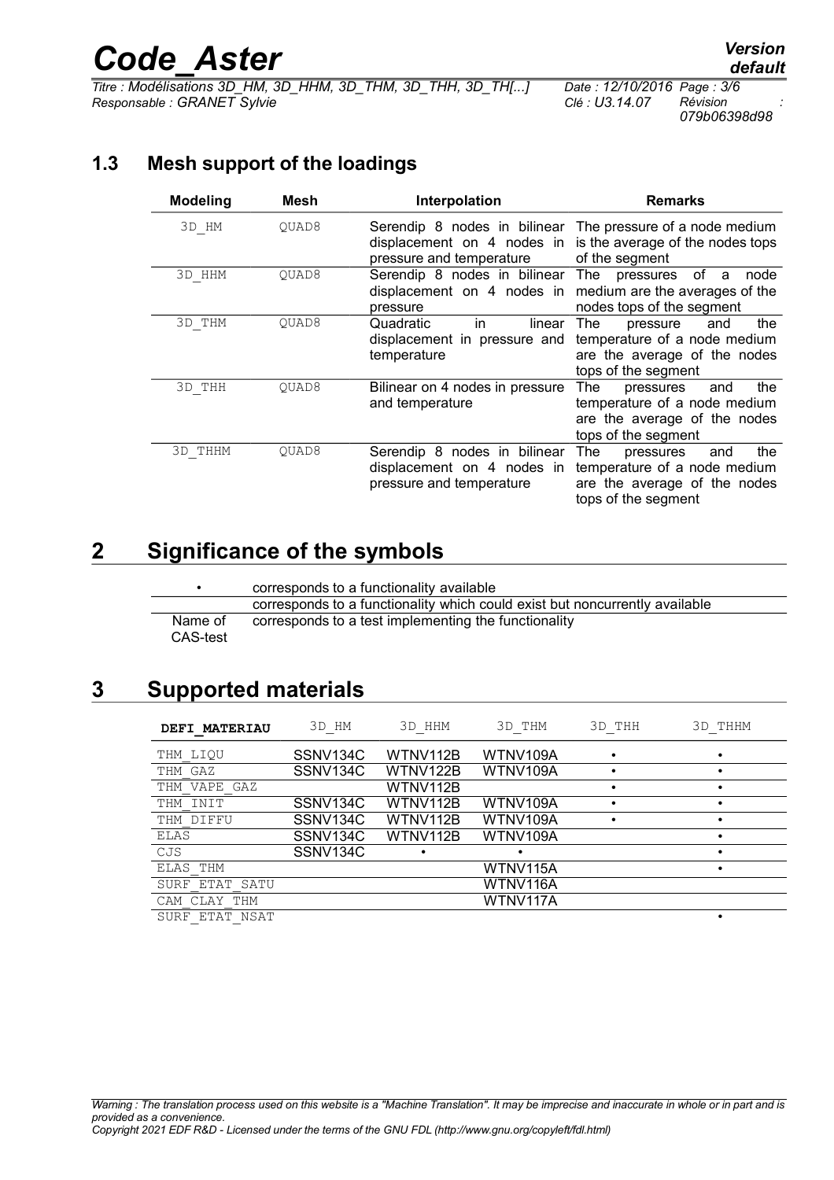## 1.3 Mesh support of the loadings

| Modeling | Mesh | Interpolation | Remarks |
|---|---|---|---|
| 3D_HM | QUAD8 | Serendip 8 nodes in bilinear displacement on 4 nodes in pressure and temperature | The pressure of a node medium is the average of the nodes tops of the segment |
| 3D_HHM | QUAD8 | Serendip 8 nodes in bilinear displacement on 4 nodes in pressure | The pressures of a node medium are the averages of the nodes tops of the segment |
| 3D_THM | QUAD8 | Quadratic in linear displacement in pressure and temperature | The pressure and the temperature of a node medium are the average of the nodes tops of the segment |
| 3D_THH | QUAD8 | Bilinear on 4 nodes in pressure and temperature | The pressures and the temperature of a node medium are the average of the nodes tops of the segment |
| 3D_THHM | QUAD8 | Serendip 8 nodes in bilinear displacement on 4 nodes in pressure and temperature | The pressures and the temperature of a node medium are the average of the nodes tops of the segment |

# 2 Significance of the symbols

| | |
|---|---|
| • | corresponds to a functionality available |
| | corresponds to a functionality which could exist but noncurrently available |
| Name of CAS-test | corresponds to a test implementing the functionality |

# 3 Supported materials

| DEFI_MATERIAU | 3D_HM | 3D_HHM | 3D_THM | 3D_THH | 3D_THHM |
|---|---|---|---|---|---|
| THM_LIQU | SSNV134C | WTNV112B | WTNV109A | • | • |
| THM_GAZ | SSNV134C | WTNV122B | WTNV109A | • | • |
| THM_VAPE_GAZ | | WTNV112B | | • | • |
| THM_INIT | SSNV134C | WTNV112B | WTNV109A | • | • |
| THM_DIFFU | SSNV134C | WTNV112B | WTNV109A | • | • |
| ELAS | SSNV134C | WTNV112B | WTNV109A | | • |
| CJS | SSNV134C | • | • | | • |
| ELAS_THM | | | WTNV115A | | • |
| SURF_ETAT_SATU | | | WTNV116A | | |
| CAM_CLAY_THM | | | WTNV117A | | |
| SURF_ETAT_NSAT | | | | | • |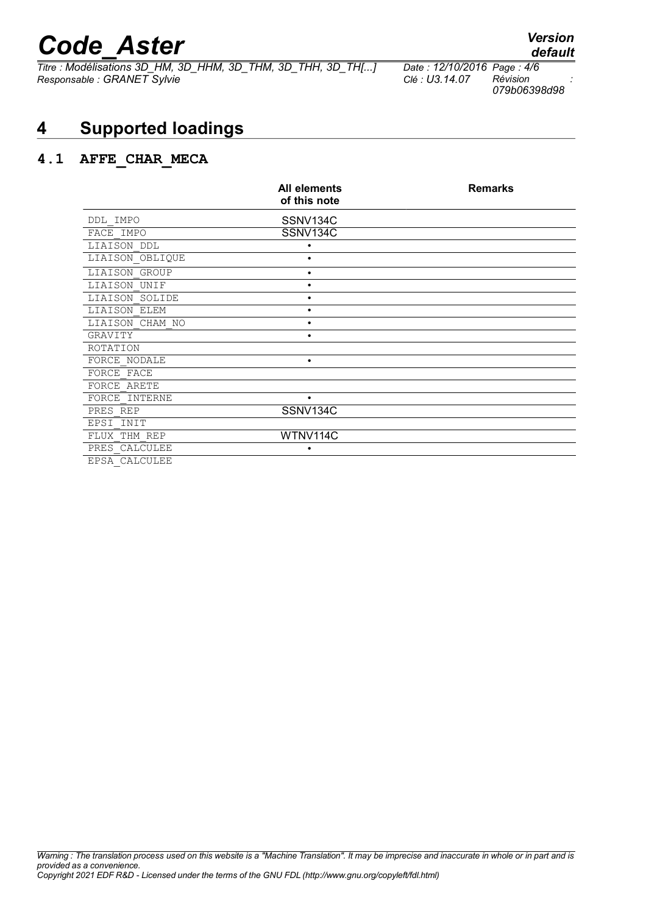# 4 Supported loadings

## 4.1 AFFE_CHAR_MECA

| | All elements of this note | Remarks |
|---|---|---|
| DDL_IMPO | SSNV134C | |
| FACE_IMPO | SSNV134C | |
| LIAISON_DDL | • | |
| LIAISON_OBLIQUE | • | |
| LIAISON_GROUP | • | |
| LIAISON_UNIF | • | |
| LIAISON_SOLIDE | • | |
| LIAISON_ELEM | • | |
| LIAISON_CHAM_NO | • | |
| GRAVITY | • | |
| ROTATION | | |
| FORCE_NODALE | • | |
| FORCE_FACE | | |
| FORCE_ARETE | | |
| FORCE_INTERNE | • | |
| PRES_REP | SSNV134C | |
| EPSI_INIT | | |
| FLUX_THM_REP | WTNV114C | |
| PRES_CALCULEE | • | |
| EPSA_CALCULEE | | |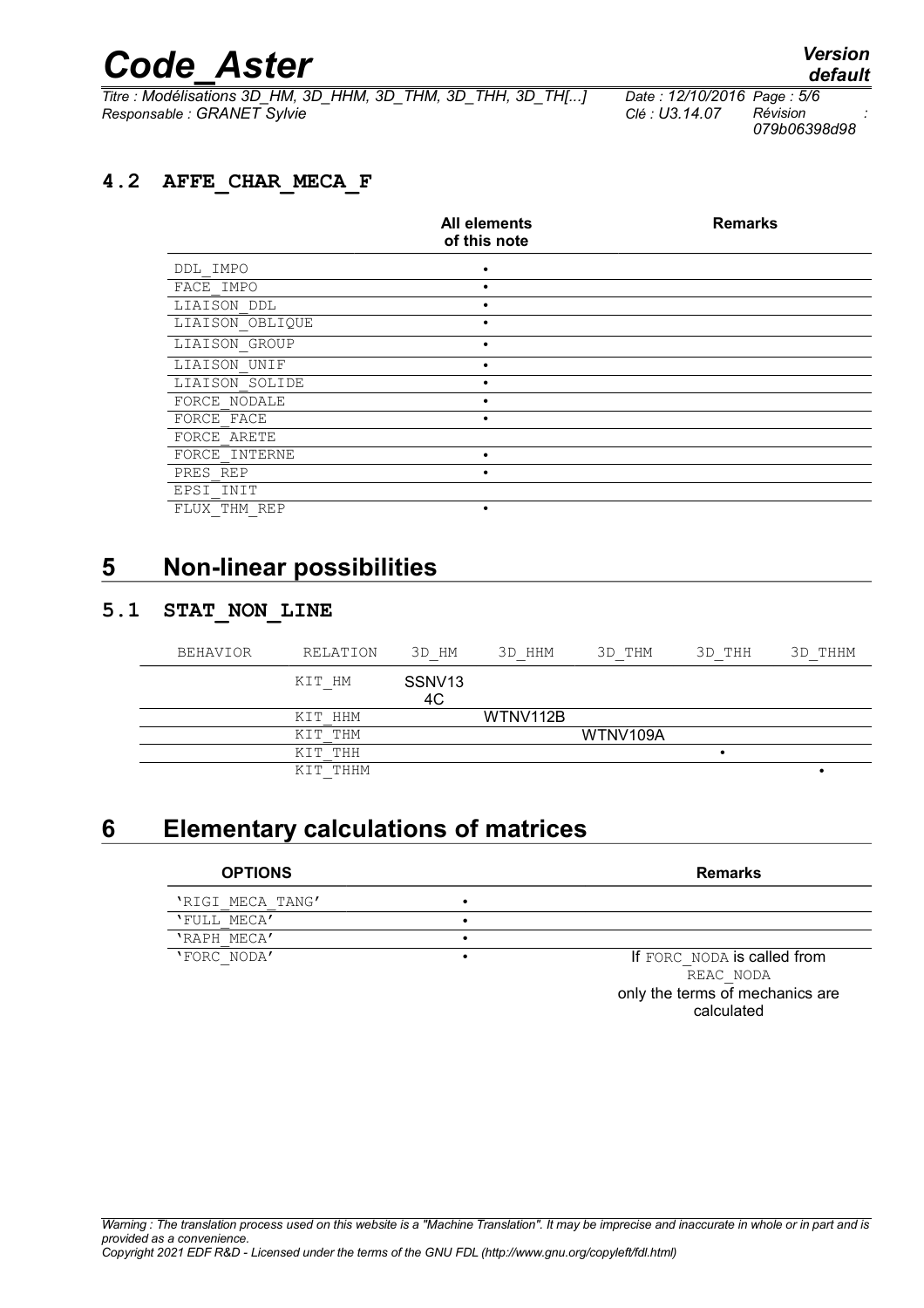### 4.2 AFFE_CHAR_MECA_F

| | All elements of this note | Remarks |
|---|---|---|
| DDL_IMPO | • | |
| FACE_IMPO | • | |
| LIAISON_DDL | • | |
| LIAISON_OBLIQUE | • | |
| LIAISON_GROUP | • | |
| LIAISON_UNIF | • | |
| LIAISON_SOLIDE | • | |
| FORCE_NODALE | • | |
| FORCE_FACE | • | |
| FORCE_ARETE | | |
| FORCE_INTERNE | • | |
| PRES_REP | • | |
| EPSI_INIT | | |
| FLUX_THM_REP | • | |

## 5 Non-linear possibilities

### 5.1 STAT_NON_LINE

| BEHAVIOR | RELATION | 3D_HM | 3D_HHM | 3D_THM | 3D_THH | 3D_THHM |
|---|---|---|---|---|---|---|
| | KIT_HM | SSNV134C | | | | |
| | KIT_HHM | | WTNV112B | | | |
| | KIT_THM | | | WTNV109A | | |
| | KIT_THH | | | | • | |
| | KIT_THHM | | | | | • |

## 6 Elementary calculations of matrices

| OPTIONS | | Remarks |
|---|---|---|
| 'RIGI_MECA_TANG' | • | |
| 'FULL_MECA' | • | |
| 'RAPH_MECA' | • | |
| 'FORC_NODA' | • | If FORC_NODA is called from REAC_NODA only the terms of mechanics are calculated |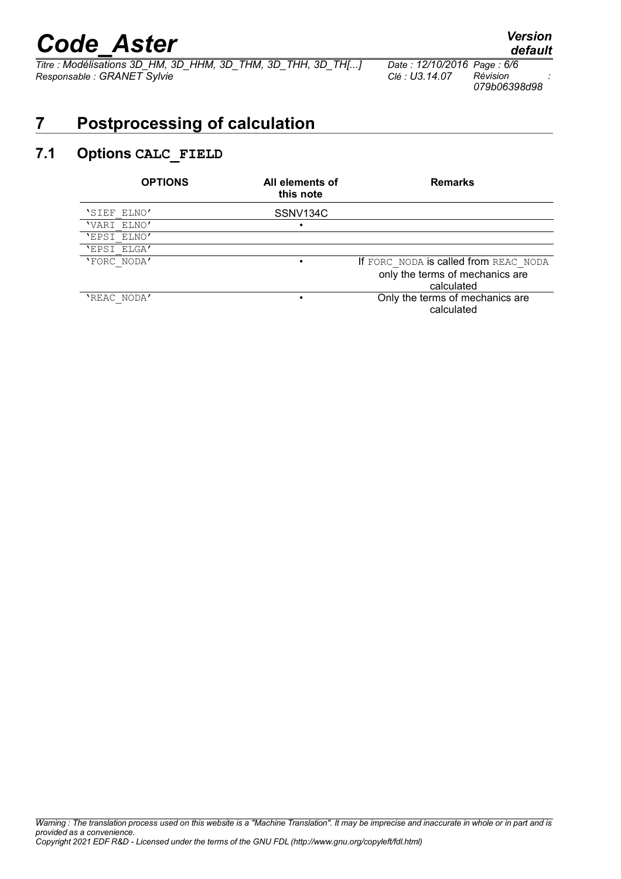# 7 Postprocessing of calculation

## 7.1 Options CALC_FIELD

| OPTIONS | All elements of this note | Remarks |
|---|---|---|
| 'SIEF_ELNO' | SSNV134C | |
| 'VARI_ELNO' | • | |
| 'EPSI_ELNO' | | |
| 'EPSI_ELGA' | | |
| 'FORC_NODA' | • | If FORC_NODA is called from REAC_NODA only the terms of mechanics are calculated |
| 'REAC_NODA' | • | Only the terms of mechanics are calculated |